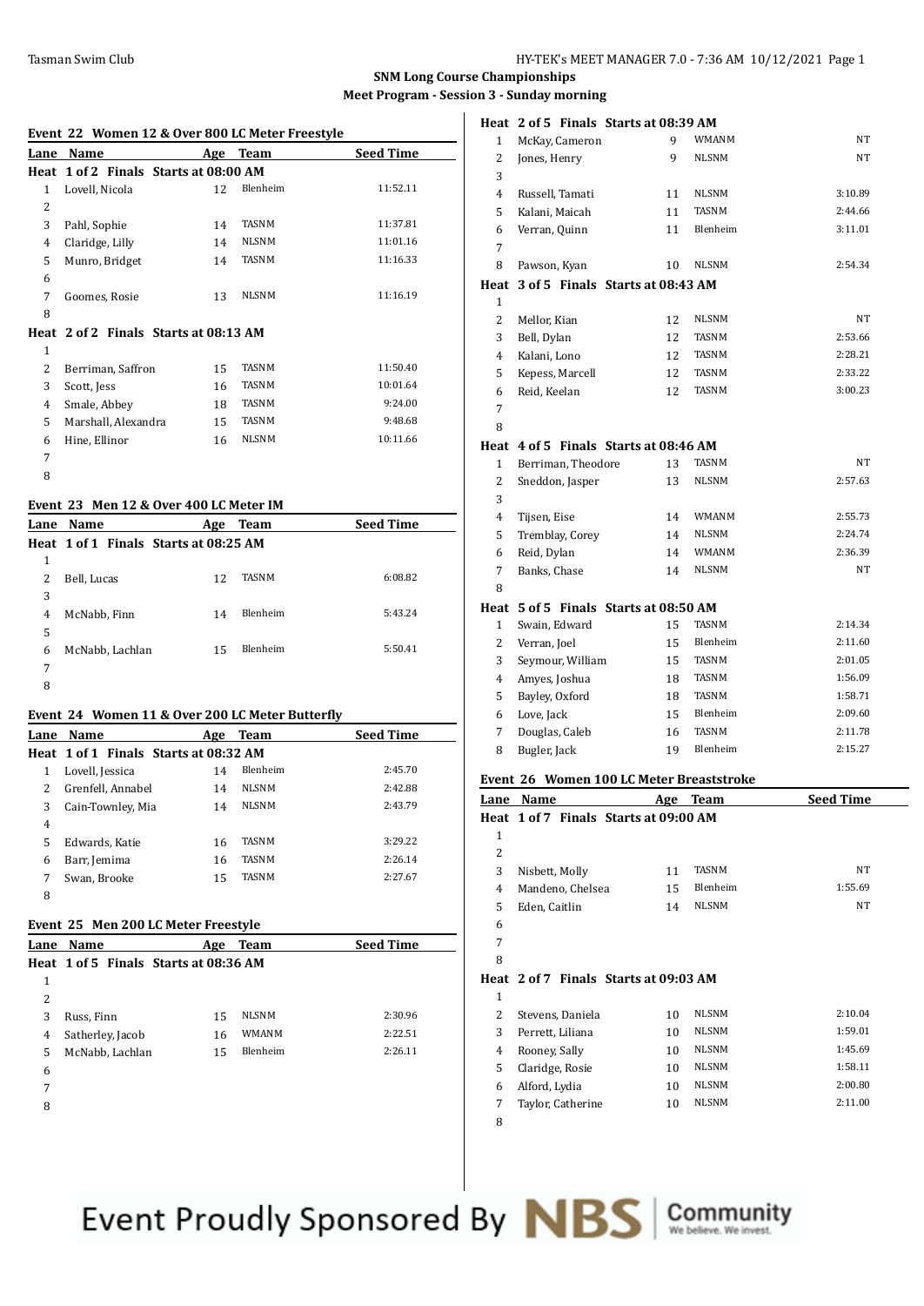**SNM Long Course Championships**

**Meet Program - Session 3 - Sunday morning**

Tasman Swim Club

### Event 22 Women 12 & Over 800 LC Meter Freestyle

| Lane | Name | Age | Team | Seed Time |
|---|---|---|---|---|
| **Heat 1 of 2 Finals Starts at 08:00 AM** | | | | |
| 1 | Lovell, Nicola | 12 | Blenheim | 11:52.11 |
| 2 | | | | |
| 3 | Pahl, Sophie | 14 | TASNM | 11:37.81 |
| 4 | Claridge, Lilly | 14 | NLSNM | 11:01.16 |
| 5 | Munro, Bridget | 14 | TASNM | 11:16.33 |
| 6 | | | | |
| 7 | Goomes, Rosie | 13 | NLSNM | 11:16.19 |
| 8 | | | | |
| **Heat 2 of 2 Finals Starts at 08:13 AM** | | | | |
| 1 | | | | |
| 2 | Berriman, Saffron | 15 | TASNM | 11:50.40 |
| 3 | Scott, Jess | 16 | TASNM | 10:01.64 |
| 4 | Smale, Abbey | 18 | TASNM | 9:24.00 |
| 5 | Marshall, Alexandra | 15 | TASNM | 9:48.68 |
| 6 | Hine, Ellinor | 16 | NLSNM | 10:11.66 |
| 7 | | | | |
| 8 | | | | |

### Event 23 Men 12 & Over 400 LC Meter IM

| Lane | Name | Age | Team | Seed Time |
|---|---|---|---|---|
| **Heat 1 of 1 Finals Starts at 08:25 AM** | | | | |
| 1 | | | | |
| 2 | Bell, Lucas | 12 | TASNM | 6:08.82 |
| 3 | | | | |
| 4 | McNabb, Finn | 14 | Blenheim | 5:43.24 |
| 5 | | | | |
| 6 | McNabb, Lachlan | 15 | Blenheim | 5:50.41 |
| 7 | | | | |
| 8 | | | | |

### Event 24 Women 11 & Over 200 LC Meter Butterfly

| Lane | Name | Age | Team | Seed Time |
|---|---|---|---|---|
| **Heat 1 of 1 Finals Starts at 08:32 AM** | | | | |
| 1 | Lovell, Jessica | 14 | Blenheim | 2:45.70 |
| 2 | Grenfell, Annabel | 14 | NLSNM | 2:42.88 |
| 3 | Cain-Townley, Mia | 14 | NLSNM | 2:43.79 |
| 4 | | | | |
| 5 | Edwards, Katie | 16 | TASNM | 3:29.22 |
| 6 | Barr, Jemima | 16 | TASNM | 2:26.14 |
| 7 | Swan, Brooke | 15 | TASNM | 2:27.67 |
| 8 | | | | |

### Event 25 Men 200 LC Meter Freestyle

| Lane | Name | Age | Team | Seed Time |
|---|---|---|---|---|
| **Heat 1 of 5 Finals Starts at 08:36 AM** | | | | |
| 1 | | | | |
| 2 | | | | |
| 3 | Russ, Finn | 15 | NLSNM | 2:30.96 |
| 4 | Satherley, Jacob | 16 | WMANM | 2:22.51 |
| 5 | McNabb, Lachlan | 15 | Blenheim | 2:26.11 |
| 6 | | | | |
| 7 | | | | |
| 8 | | | | |
| **Heat 2 of 5 Finals Starts at 08:39 AM** | | | | |
| 1 | McKay, Cameron | 9 | WMANM | NT |
| 2 | Jones, Henry | 9 | NLSNM | NT |
| 3 | | | | |
| 4 | Russell, Tamati | 11 | NLSNM | 3:10.89 |
| 5 | Kalani, Maicah | 11 | TASNM | 2:44.66 |
| 6 | Verran, Quinn | 11 | Blenheim | 3:11.01 |
| 7 | | | | |
| 8 | Pawson, Kyan | 10 | NLSNM | 2:54.34 |
| **Heat 3 of 5 Finals Starts at 08:43 AM** | | | | |
| 1 | | | | |
| 2 | Mellor, Kian | 12 | NLSNM | NT |
| 3 | Bell, Dylan | 12 | TASNM | 2:53.66 |
| 4 | Kalani, Lono | 12 | TASNM | 2:28.21 |
| 5 | Kepess, Marcell | 12 | TASNM | 2:33.22 |
| 6 | Reid, Keelan | 12 | TASNM | 3:00.23 |
| 7 | | | | |
| 8 | | | | |
| **Heat 4 of 5 Finals Starts at 08:46 AM** | | | | |
| 1 | Berriman, Theodore | 13 | TASNM | NT |
| 2 | Sneddon, Jasper | 13 | NLSNM | 2:57.63 |
| 3 | | | | |
| 4 | Tijsen, Eise | 14 | WMANM | 2:55.73 |
| 5 | Tremblay, Corey | 14 | NLSNM | 2:24.74 |
| 6 | Reid, Dylan | 14 | WMANM | 2:36.39 |
| 7 | Banks, Chase | 14 | NLSNM | NT |
| 8 | | | | |
| **Heat 5 of 5 Finals Starts at 08:50 AM** | | | | |
| 1 | Swain, Edward | 15 | TASNM | 2:14.34 |
| 2 | Verran, Joel | 15 | Blenheim | 2:11.60 |
| 3 | Seymour, William | 15 | TASNM | 2:01.05 |
| 4 | Amyes, Joshua | 18 | TASNM | 1:56.09 |
| 5 | Bayley, Oxford | 18 | TASNM | 1:58.71 |
| 6 | Love, Jack | 15 | Blenheim | 2:09.60 |
| 7 | Douglas, Caleb | 16 | TASNM | 2:11.78 |
| 8 | Bugler, Jack | 19 | Blenheim | 2:15.27 |

### Event 26 Women 100 LC Meter Breaststroke

| Lane | Name | Age | Team | Seed Time |
|---|---|---|---|---|
| **Heat 1 of 7 Finals Starts at 09:00 AM** | | | | |
| 1 | | | | |
| 2 | | | | |
| 3 | Nisbett, Molly | 11 | TASNM | NT |
| 4 | Mandeno, Chelsea | 15 | Blenheim | 1:55.69 |
| 5 | Eden, Caitlin | 14 | NLSNM | NT |
| 6 | | | | |
| 7 | | | | |
| 8 | | | | |
| **Heat 2 of 7 Finals Starts at 09:03 AM** | | | | |
| 1 | | | | |
| 2 | Stevens, Daniela | 10 | NLSNM | 2:10.04 |
| 3 | Perrett, Liliana | 10 | NLSNM | 1:59.01 |
| 4 | Rooney, Sally | 10 | NLSNM | 1:45.69 |
| 5 | Claridge, Rosie | 10 | NLSNM | 1:58.11 |
| 6 | Alford, Lydia | 10 | NLSNM | 2:00.80 |
| 7 | Taylor, Catherine | 10 | NLSNM | 2:11.00 |
| 8 | | | | |

Event Proudly Sponsored By NBS Community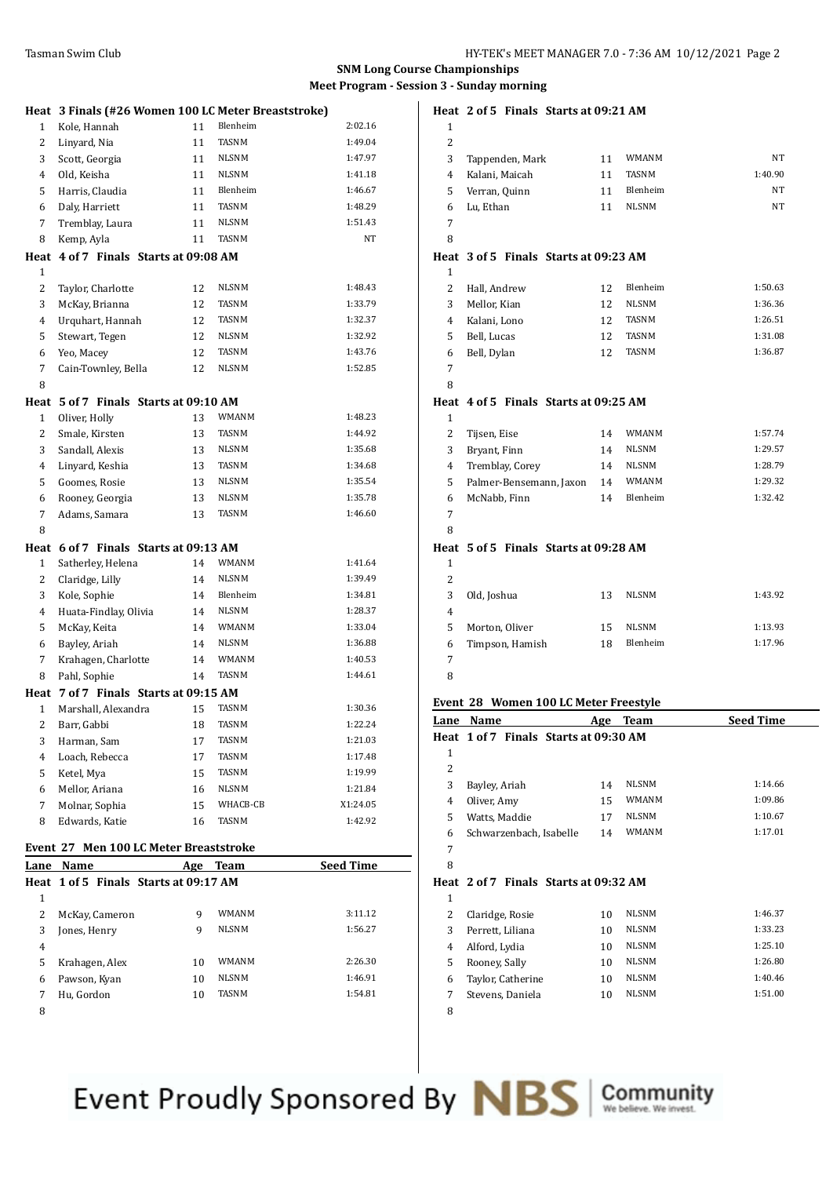**SNM Long Course Championships**

**Meet Program - Session 3 - Sunday morning**

**Heat 3 Finals (#26 Women 100 LC Meter Breaststroke)**

| Lane | Name | Age | Team | Seed Time |
|---|---|---|---|---|
| 1 | Kole, Hannah | 11 | Blenheim | 2:02.16 |
| 2 | Linyard, Nia | 11 | TASNM | 1:49.04 |
| 3 | Scott, Georgia | 11 | NLSNM | 1:47.97 |
| 4 | Old, Keisha | 11 | NLSNM | 1:41.18 |
| 5 | Harris, Claudia | 11 | Blenheim | 1:46.67 |
| 6 | Daly, Harriett | 11 | TASNM | 1:48.29 |
| 7 | Tremblay, Laura | 11 | NLSNM | 1:51.43 |
| 8 | Kemp, Ayla | 11 | TASNM | NT |

**Heat 4 of 7 Finals Starts at 09:08 AM**

| Lane | Name | Age | Team | Seed Time |
|---|---|---|---|---|
| 1 | | | | |
| 2 | Taylor, Charlotte | 12 | NLSNM | 1:48.43 |
| 3 | McKay, Brianna | 12 | TASNM | 1:33.79 |
| 4 | Urquhart, Hannah | 12 | TASNM | 1:32.37 |
| 5 | Stewart, Tegen | 12 | NLSNM | 1:32.92 |
| 6 | Yeo, Macey | 12 | TASNM | 1:43.76 |
| 7 | Cain-Townley, Bella | 12 | NLSNM | 1:52.85 |
| 8 | | | | |

**Heat 5 of 7 Finals Starts at 09:10 AM**

| Lane | Name | Age | Team | Seed Time |
|---|---|---|---|---|
| 1 | Oliver, Holly | 13 | WMANM | 1:48.23 |
| 2 | Smale, Kirsten | 13 | TASNM | 1:44.92 |
| 3 | Sandall, Alexis | 13 | NLSNM | 1:35.68 |
| 4 | Linyard, Keshia | 13 | TASNM | 1:34.68 |
| 5 | Goomes, Rosie | 13 | NLSNM | 1:35.54 |
| 6 | Rooney, Georgia | 13 | NLSNM | 1:35.78 |
| 7 | Adams, Samara | 13 | TASNM | 1:46.60 |
| 8 | | | | |

**Heat 6 of 7 Finals Starts at 09:13 AM**

| Lane | Name | Age | Team | Seed Time |
|---|---|---|---|---|
| 1 | Satherley, Helena | 14 | WMANM | 1:41.64 |
| 2 | Claridge, Lilly | 14 | NLSNM | 1:39.49 |
| 3 | Kole, Sophie | 14 | Blenheim | 1:34.81 |
| 4 | Huata-Findlay, Olivia | 14 | NLSNM | 1:28.37 |
| 5 | McKay, Keita | 14 | WMANM | 1:33.04 |
| 6 | Bayley, Ariah | 14 | NLSNM | 1:36.88 |
| 7 | Krahagen, Charlotte | 14 | WMANM | 1:40.53 |
| 8 | Pahl, Sophie | 14 | TASNM | 1:44.61 |

**Heat 7 of 7 Finals Starts at 09:15 AM**

| Lane | Name | Age | Team | Seed Time |
|---|---|---|---|---|
| 1 | Marshall, Alexandra | 15 | TASNM | 1:30.36 |
| 2 | Barr, Gabbi | 18 | TASNM | 1:22.24 |
| 3 | Harman, Sam | 17 | TASNM | 1:21.03 |
| 4 | Loach, Rebecca | 17 | TASNM | 1:17.48 |
| 5 | Ketel, Mya | 15 | TASNM | 1:19.99 |
| 6 | Mellor, Ariana | 16 | NLSNM | 1:21.84 |
| 7 | Molnar, Sophia | 15 | WHACB-CB | X1:24.05 |
| 8 | Edwards, Katie | 16 | TASNM | 1:42.92 |

## Event 27 Men 100 LC Meter Breaststroke

**Heat 1 of 5 Finals Starts at 09:17 AM**

| Lane | Name | Age | Team | Seed Time |
|---|---|---|---|---|
| 1 | | | | |
| 2 | McKay, Cameron | 9 | WMANM | 3:11.12 |
| 3 | Jones, Henry | 9 | NLSNM | 1:56.27 |
| 4 | | | | |
| 5 | Krahagen, Alex | 10 | WMANM | 2:26.30 |
| 6 | Pawson, Kyan | 10 | NLSNM | 1:46.91 |
| 7 | Hu, Gordon | 10 | TASNM | 1:54.81 |
| 8 | | | | |

**Heat 2 of 5 Finals Starts at 09:21 AM**

| Lane | Name | Age | Team | Seed Time |
|---|---|---|---|---|
| 1 | | | | |
| 2 | | | | |
| 3 | Tappenden, Mark | 11 | WMANM | NT |
| 4 | Kalani, Maicah | 11 | TASNM | 1:40.90 |
| 5 | Verran, Quinn | 11 | Blenheim | NT |
| 6 | Lu, Ethan | 11 | NLSNM | NT |
| 7 | | | | |
| 8 | | | | |

**Heat 3 of 5 Finals Starts at 09:23 AM**

| Lane | Name | Age | Team | Seed Time |
|---|---|---|---|---|
| 1 | | | | |
| 2 | Hall, Andrew | 12 | Blenheim | 1:50.63 |
| 3 | Mellor, Kian | 12 | NLSNM | 1:36.36 |
| 4 | Kalani, Lono | 12 | TASNM | 1:26.51 |
| 5 | Bell, Lucas | 12 | TASNM | 1:31.08 |
| 6 | Bell, Dylan | 12 | TASNM | 1:36.87 |
| 7 | | | | |
| 8 | | | | |

**Heat 4 of 5 Finals Starts at 09:25 AM**

| Lane | Name | Age | Team | Seed Time |
|---|---|---|---|---|
| 1 | | | | |
| 2 | Tijsen, Eise | 14 | WMANM | 1:57.74 |
| 3 | Bryant, Finn | 14 | NLSNM | 1:29.57 |
| 4 | Tremblay, Corey | 14 | NLSNM | 1:28.79 |
| 5 | Palmer-Bensemann, Jaxon | 14 | WMANM | 1:29.32 |
| 6 | McNabb, Finn | 14 | Blenheim | 1:32.42 |
| 7 | | | | |
| 8 | | | | |

**Heat 5 of 5 Finals Starts at 09:28 AM**

| Lane | Name | Age | Team | Seed Time |
|---|---|---|---|---|
| 1 | | | | |
| 2 | | | | |
| 3 | Old, Joshua | 13 | NLSNM | 1:43.92 |
| 4 | | | | |
| 5 | Morton, Oliver | 15 | NLSNM | 1:13.93 |
| 6 | Timpson, Hamish | 18 | Blenheim | 1:17.96 |
| 7 | | | | |
| 8 | | | | |

## Event 28 Women 100 LC Meter Freestyle

**Heat 1 of 7 Finals Starts at 09:30 AM**

| Lane | Name | Age | Team | Seed Time |
|---|---|---|---|---|
| 1 | | | | |
| 2 | | | | |
| 3 | Bayley, Ariah | 14 | NLSNM | 1:14.66 |
| 4 | Oliver, Amy | 15 | WMANM | 1:09.86 |
| 5 | Watts, Maddie | 17 | NLSNM | 1:10.67 |
| 6 | Schwarzenbach, Isabelle | 14 | WMANM | 1:17.01 |
| 7 | | | | |
| 8 | | | | |

**Heat 2 of 7 Finals Starts at 09:32 AM**

| Lane | Name | Age | Team | Seed Time |
|---|---|---|---|---|
| 1 | | | | |
| 2 | Claridge, Rosie | 10 | NLSNM | 1:46.37 |
| 3 | Perrett, Liliana | 10 | NLSNM | 1:33.23 |
| 4 | Alford, Lydia | 10 | NLSNM | 1:25.10 |
| 5 | Rooney, Sally | 10 | NLSNM | 1:26.80 |
| 6 | Taylor, Catherine | 10 | NLSNM | 1:40.46 |
| 7 | Stevens, Daniela | 10 | NLSNM | 1:51.00 |
| 8 | | | | |

Event Proudly Sponsored By NBS Community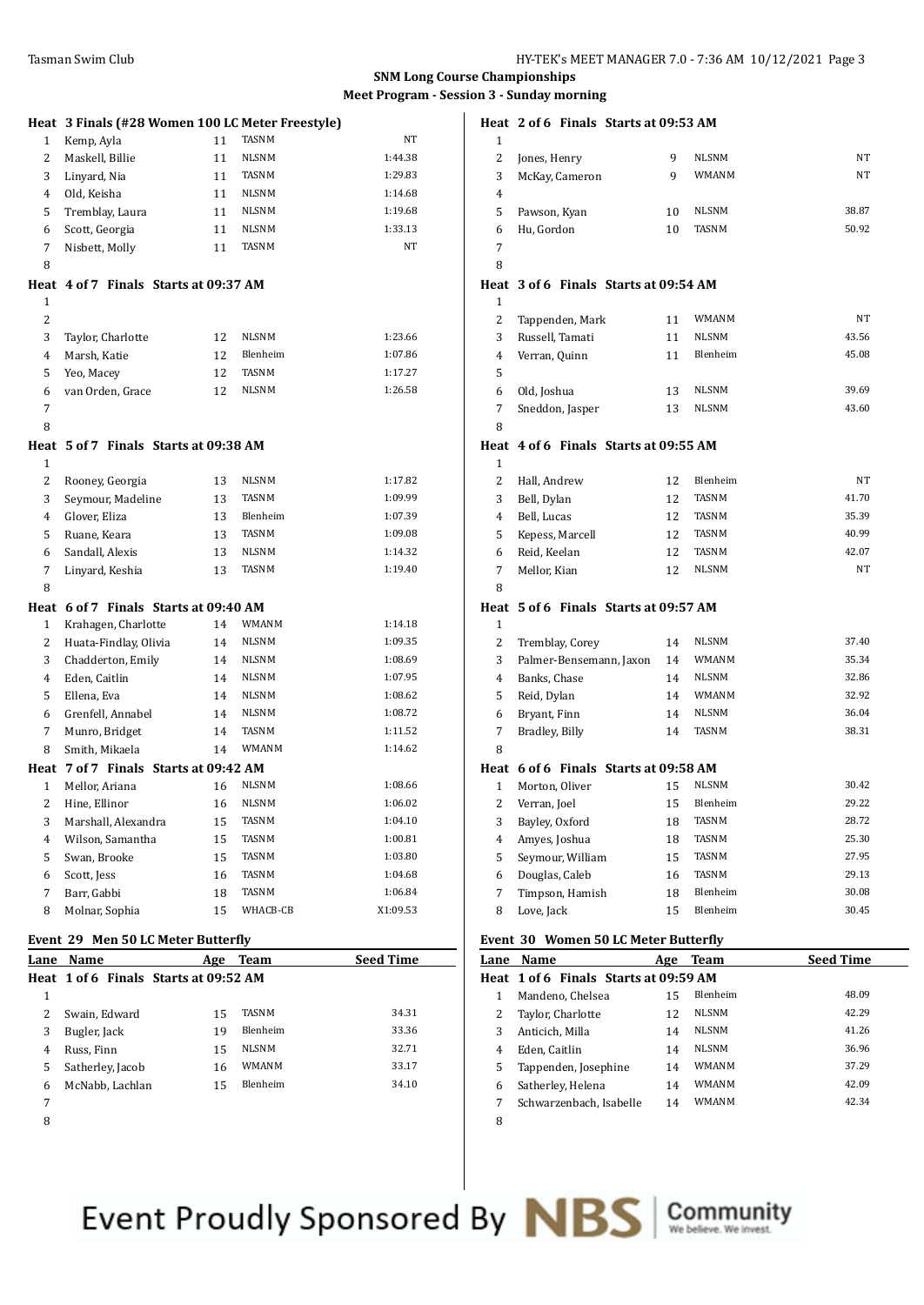**SNM Long Course Championships**

**Meet Program - Session 3 - Sunday morning**

**Heat 3 Finals (#28 Women 100 LC Meter Freestyle)**

| Lane | Name | Age | Team | Seed Time |
|---|---|---|---|---|
| 1 | Kemp, Ayla | 11 | TASNM | NT |
| 2 | Maskell, Billie | 11 | NLSNM | 1:44.38 |
| 3 | Linyard, Nia | 11 | TASNM | 1:29.83 |
| 4 | Old, Keisha | 11 | NLSNM | 1:14.68 |
| 5 | Tremblay, Laura | 11 | NLSNM | 1:19.68 |
| 6 | Scott, Georgia | 11 | NLSNM | 1:33.13 |
| 7 | Nisbett, Molly | 11 | TASNM | NT |
| 8 | | | | |

**Heat 4 of 7 Finals Starts at 09:37 AM**

| Lane | Name | Age | Team | Seed Time |
|---|---|---|---|---|
| 1 | | | | |
| 2 | | | | |
| 3 | Taylor, Charlotte | 12 | NLSNM | 1:23.66 |
| 4 | Marsh, Katie | 12 | Blenheim | 1:07.86 |
| 5 | Yeo, Macey | 12 | TASNM | 1:17.27 |
| 6 | van Orden, Grace | 12 | NLSNM | 1:26.58 |
| 7 | | | | |
| 8 | | | | |

**Heat 5 of 7 Finals Starts at 09:38 AM**

| Lane | Name | Age | Team | Seed Time |
|---|---|---|---|---|
| 1 | | | | |
| 2 | Rooney, Georgia | 13 | NLSNM | 1:17.82 |
| 3 | Seymour, Madeline | 13 | TASNM | 1:09.99 |
| 4 | Glover, Eliza | 13 | Blenheim | 1:07.39 |
| 5 | Ruane, Keara | 13 | TASNM | 1:09.08 |
| 6 | Sandall, Alexis | 13 | NLSNM | 1:14.32 |
| 7 | Linyard, Keshia | 13 | TASNM | 1:19.40 |
| 8 | | | | |

**Heat 6 of 7 Finals Starts at 09:40 AM**

| Lane | Name | Age | Team | Seed Time |
|---|---|---|---|---|
| 1 | Krahagen, Charlotte | 14 | WMANM | 1:14.18 |
| 2 | Huata-Findlay, Olivia | 14 | NLSNM | 1:09.35 |
| 3 | Chadderton, Emily | 14 | NLSNM | 1:08.69 |
| 4 | Eden, Caitlin | 14 | NLSNM | 1:07.95 |
| 5 | Ellena, Eva | 14 | NLSNM | 1:08.62 |
| 6 | Grenfell, Annabel | 14 | NLSNM | 1:08.72 |
| 7 | Munro, Bridget | 14 | TASNM | 1:11.52 |
| 8 | Smith, Mikaela | 14 | WMANM | 1:14.62 |

**Heat 7 of 7 Finals Starts at 09:42 AM**

| Lane | Name | Age | Team | Seed Time |
|---|---|---|---|---|
| 1 | Mellor, Ariana | 16 | NLSNM | 1:08.66 |
| 2 | Hine, Ellinor | 16 | NLSNM | 1:06.02 |
| 3 | Marshall, Alexandra | 15 | TASNM | 1:04.10 |
| 4 | Wilson, Samantha | 15 | TASNM | 1:00.81 |
| 5 | Swan, Brooke | 15 | TASNM | 1:03.80 |
| 6 | Scott, Jess | 16 | TASNM | 1:04.68 |
| 7 | Barr, Gabbi | 18 | TASNM | 1:06.84 |
| 8 | Molnar, Sophia | 15 | WHACB-CB | X1:09.53 |

## Event 29 Men 50 LC Meter Butterfly

**Heat 1 of 6 Finals Starts at 09:52 AM**

| Lane | Name | Age | Team | Seed Time |
|---|---|---|---|---|
| 1 | | | | |
| 2 | Swain, Edward | 15 | TASNM | 34.31 |
| 3 | Bugler, Jack | 19 | Blenheim | 33.36 |
| 4 | Russ, Finn | 15 | NLSNM | 32.71 |
| 5 | Satherley, Jacob | 16 | WMANM | 33.17 |
| 6 | McNabb, Lachlan | 15 | Blenheim | 34.10 |
| 7 | | | | |
| 8 | | | | |

**Heat 2 of 6 Finals Starts at 09:53 AM**

| Lane | Name | Age | Team | Seed Time |
|---|---|---|---|---|
| 1 | | | | |
| 2 | Jones, Henry | 9 | NLSNM | NT |
| 3 | McKay, Cameron | 9 | WMANM | NT |
| 4 | | | | |
| 5 | Pawson, Kyan | 10 | NLSNM | 38.87 |
| 6 | Hu, Gordon | 10 | TASNM | 50.92 |
| 7 | | | | |
| 8 | | | | |

**Heat 3 of 6 Finals Starts at 09:54 AM**

| Lane | Name | Age | Team | Seed Time |
|---|---|---|---|---|
| 1 | | | | |
| 2 | Tappenden, Mark | 11 | WMANM | NT |
| 3 | Russell, Tamati | 11 | NLSNM | 43.56 |
| 4 | Verran, Quinn | 11 | Blenheim | 45.08 |
| 5 | | | | |
| 6 | Old, Joshua | 13 | NLSNM | 39.69 |
| 7 | Sneddon, Jasper | 13 | NLSNM | 43.60 |
| 8 | | | | |

**Heat 4 of 6 Finals Starts at 09:55 AM**

| Lane | Name | Age | Team | Seed Time |
|---|---|---|---|---|
| 1 | | | | |
| 2 | Hall, Andrew | 12 | Blenheim | NT |
| 3 | Bell, Dylan | 12 | TASNM | 41.70 |
| 4 | Bell, Lucas | 12 | TASNM | 35.39 |
| 5 | Kepess, Marcell | 12 | TASNM | 40.99 |
| 6 | Reid, Keelan | 12 | TASNM | 42.07 |
| 7 | Mellor, Kian | 12 | NLSNM | NT |
| 8 | | | | |

**Heat 5 of 6 Finals Starts at 09:57 AM**

| Lane | Name | Age | Team | Seed Time |
|---|---|---|---|---|
| 1 | | | | |
| 2 | Tremblay, Corey | 14 | NLSNM | 37.40 |
| 3 | Palmer-Bensemann, Jaxon | 14 | WMANM | 35.34 |
| 4 | Banks, Chase | 14 | NLSNM | 32.86 |
| 5 | Reid, Dylan | 14 | WMANM | 32.92 |
| 6 | Bryant, Finn | 14 | NLSNM | 36.04 |
| 7 | Bradley, Billy | 14 | TASNM | 38.31 |
| 8 | | | | |

**Heat 6 of 6 Finals Starts at 09:58 AM**

| Lane | Name | Age | Team | Seed Time |
|---|---|---|---|---|
| 1 | Morton, Oliver | 15 | NLSNM | 30.42 |
| 2 | Verran, Joel | 15 | Blenheim | 29.22 |
| 3 | Bayley, Oxford | 18 | TASNM | 28.72 |
| 4 | Amyes, Joshua | 18 | TASNM | 25.30 |
| 5 | Seymour, William | 15 | TASNM | 27.95 |
| 6 | Douglas, Caleb | 16 | TASNM | 29.13 |
| 7 | Timpson, Hamish | 18 | Blenheim | 30.08 |
| 8 | Love, Jack | 15 | Blenheim | 30.45 |

## Event 30 Women 50 LC Meter Butterfly

**Heat 1 of 6 Finals Starts at 09:59 AM**

| Lane | Name | Age | Team | Seed Time |
|---|---|---|---|---|
| 1 | Mandeno, Chelsea | 15 | Blenheim | 48.09 |
| 2 | Taylor, Charlotte | 12 | NLSNM | 42.29 |
| 3 | Anticich, Milla | 14 | NLSNM | 41.26 |
| 4 | Eden, Caitlin | 14 | NLSNM | 36.96 |
| 5 | Tappenden, Josephine | 14 | WMANM | 37.29 |
| 6 | Satherley, Helena | 14 | WMANM | 42.09 |
| 7 | Schwarzenbach, Isabelle | 14 | WMANM | 42.34 |
| 8 | | | | |

Event Proudly Sponsored By NBS Community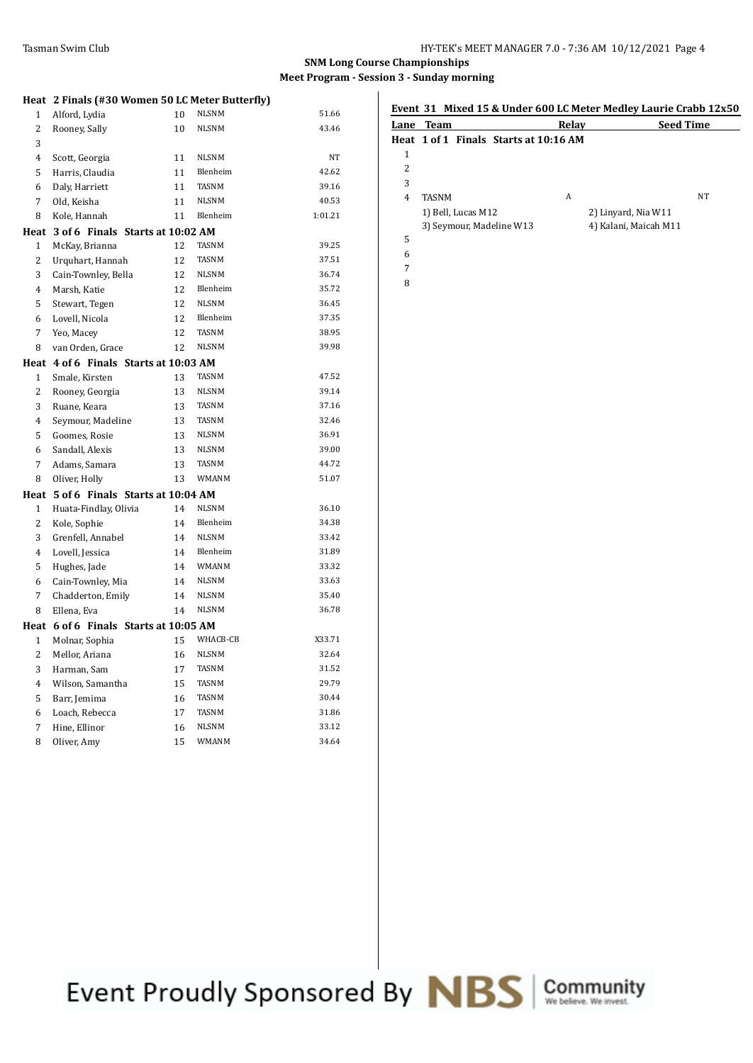## SNM Long Course Championships

### Meet Program - Session 3 - Sunday morning

**Heat 2 Finals (#30 Women 50 LC Meter Butterfly)**

| | | | | |
|---|---|---|---|---|
| 1 | Alford, Lydia | 10 | NLSNM | 51.66 |
| 2 | Rooney, Sally | 10 | NLSNM | 43.46 |
| 3 | | | | |
| 4 | Scott, Georgia | 11 | NLSNM | NT |
| 5 | Harris, Claudia | 11 | Blenheim | 42.62 |
| 6 | Daly, Harriett | 11 | TASNM | 39.16 |
| 7 | Old, Keisha | 11 | NLSNM | 40.53 |
| 8 | Kole, Hannah | 11 | Blenheim | 1:01.21 |

**Heat 3 of 6 Finals Starts at 10:02 AM**

| | | | | |
|---|---|---|---|---|
| 1 | McKay, Brianna | 12 | TASNM | 39.25 |
| 2 | Urquhart, Hannah | 12 | TASNM | 37.51 |
| 3 | Cain-Townley, Bella | 12 | NLSNM | 36.74 |
| 4 | Marsh, Katie | 12 | Blenheim | 35.72 |
| 5 | Stewart, Tegen | 12 | NLSNM | 36.45 |
| 6 | Lovell, Nicola | 12 | Blenheim | 37.35 |
| 7 | Yeo, Macey | 12 | TASNM | 38.95 |
| 8 | van Orden, Grace | 12 | NLSNM | 39.98 |

**Heat 4 of 6 Finals Starts at 10:03 AM**

| | | | | |
|---|---|---|---|---|
| 1 | Smale, Kirsten | 13 | TASNM | 47.52 |
| 2 | Rooney, Georgia | 13 | NLSNM | 39.14 |
| 3 | Ruane, Keara | 13 | TASNM | 37.16 |
| 4 | Seymour, Madeline | 13 | TASNM | 32.46 |
| 5 | Goomes, Rosie | 13 | NLSNM | 36.91 |
| 6 | Sandall, Alexis | 13 | NLSNM | 39.00 |
| 7 | Adams, Samara | 13 | TASNM | 44.72 |
| 8 | Oliver, Holly | 13 | WMANM | 51.07 |

**Heat 5 of 6 Finals Starts at 10:04 AM**

| | | | | |
|---|---|---|---|---|
| 1 | Huata-Findlay, Olivia | 14 | NLSNM | 36.10 |
| 2 | Kole, Sophie | 14 | Blenheim | 34.38 |
| 3 | Grenfell, Annabel | 14 | NLSNM | 33.42 |
| 4 | Lovell, Jessica | 14 | Blenheim | 31.89 |
| 5 | Hughes, Jade | 14 | WMANM | 33.32 |
| 6 | Cain-Townley, Mia | 14 | NLSNM | 33.63 |
| 7 | Chadderton, Emily | 14 | NLSNM | 35.40 |
| 8 | Ellena, Eva | 14 | NLSNM | 36.78 |

**Heat 6 of 6 Finals Starts at 10:05 AM**

| | | | | |
|---|---|---|---|---|
| 1 | Molnar, Sophia | 15 | WHACB-CB | X33.71 |
| 2 | Mellor, Ariana | 16 | NLSNM | 32.64 |
| 3 | Harman, Sam | 17 | TASNM | 31.52 |
| 4 | Wilson, Samantha | 15 | TASNM | 29.79 |
| 5 | Barr, Jemima | 16 | TASNM | 30.44 |
| 6 | Loach, Rebecca | 17 | TASNM | 31.86 |
| 7 | Hine, Ellinor | 16 | NLSNM | 33.12 |
| 8 | Oliver, Amy | 15 | WMANM | 34.64 |

**Event 31 Mixed 15 & Under 600 LC Meter Medley Laurie Crabb 12x50**

| Lane | Team | Relay | Seed Time |
|---|---|---|---|
| **Heat 1 of 1 Finals Starts at 10:16 AM** | | | |
| 1 | | | |
| 2 | | | |
| 3 | | | |
| 4 | TASNM | A | NT |
| | 1) Bell, Lucas M12 | 2) Linyard, Nia W11 | |
| | 3) Seymour, Madeline W13 | 4) Kalani, Maicah M11 | |
| 5 | | | |
| 6 | | | |
| 7 | | | |
| 8 | | | |

Event Proudly Sponsored By NBS Community — We believe. We invest.